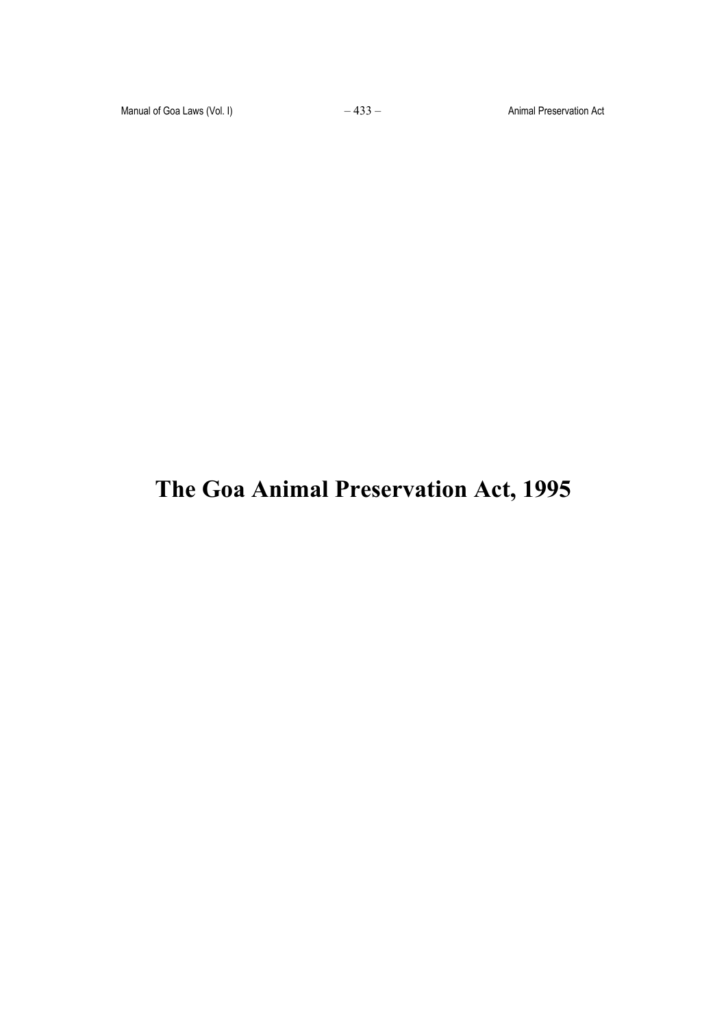# The Goa Animal Preservation Act, 1995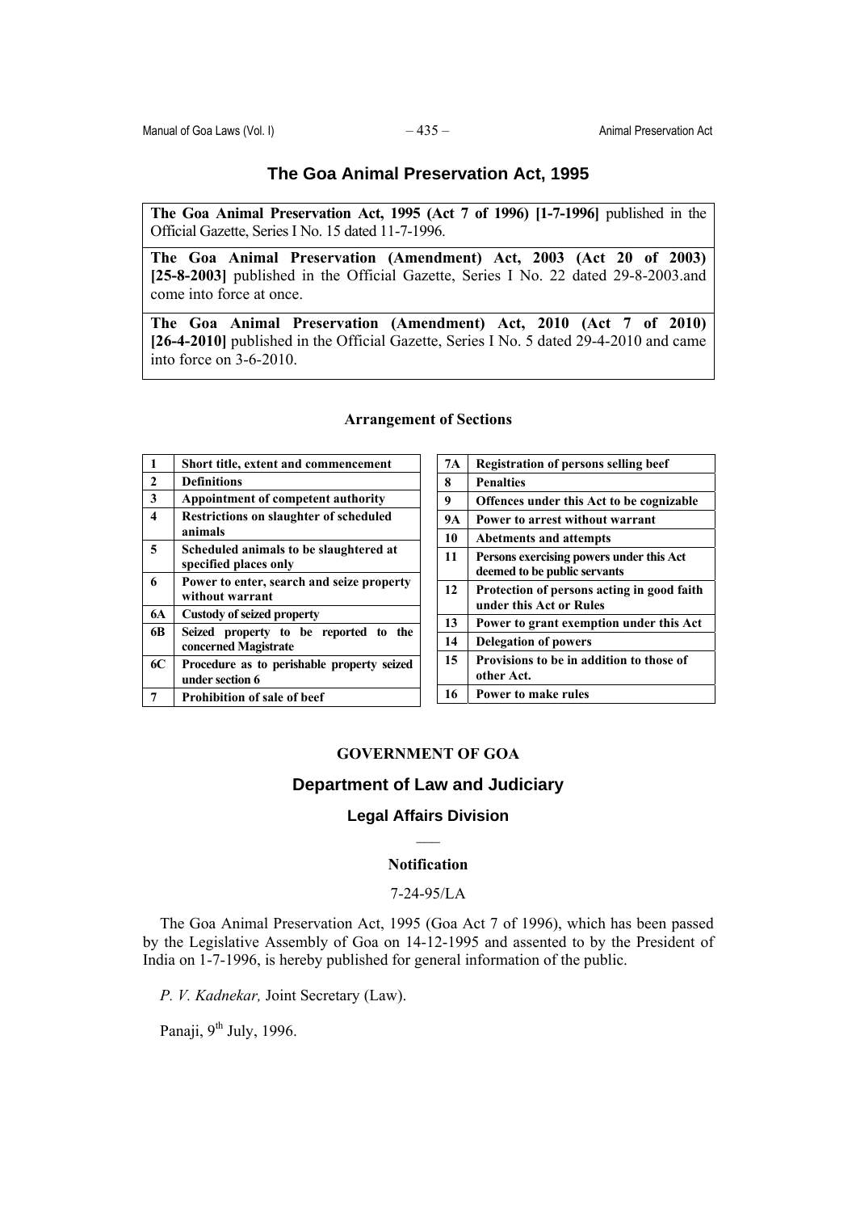# The Goa Animal Preservation Act, 1995

| |
|---|
| **The Goa Animal Preservation Act, 1995 (Act 7 of 1996) [1-7-1996]** published in the Official Gazette, Series I No. 15 dated 11-7-1996. |
| **The Goa Animal Preservation (Amendment) Act, 2003 (Act 20 of 2003) [25-8-2003]** published in the Official Gazette, Series I No. 22 dated 29-8-2003.and come into force at once. |
| **The Goa Animal Preservation (Amendment) Act, 2010 (Act 7 of 2010) [26-4-2010]** published in the Official Gazette, Series I No. 5 dated 29-4-2010 and came into force on 3-6-2010. |

### Arrangement of Sections

| | |
|---|---|
| **1** | **Short title, extent and commencement** |
| **2** | **Definitions** |
| **3** | **Appointment of competent authority** |
| **4** | **Restrictions on slaughter of scheduled animals** |
| **5** | **Scheduled animals to be slaughtered at specified places only** |
| **6** | **Power to enter, search and seize property without warrant** |
| **6A** | **Custody of seized property** |
| **6B** | **Seized property to be reported to the concerned Magistrate** |
| **6C** | **Procedure as to perishable property seized under section 6** |
| **7** | **Prohibition of sale of beef** |
| **7A** | **Registration of persons selling beef** |
| **8** | **Penalties** |
| **9** | **Offences under this Act to be cognizable** |
| **9A** | **Power to arrest without warrant** |
| **10** | **Abetments and attempts** |
| **11** | **Persons exercising powers under this Act deemed to be public servants** |
| **12** | **Protection of persons acting in good faith under this Act or Rules** |
| **13** | **Power to grant exemption under this Act** |
| **14** | **Delegation of powers** |
| **15** | **Provisions to be in addition to those of other Act.** |
| **16** | **Power to make rules** |

**GOVERNMENT OF GOA**

## Department of Law and Judiciary

### Legal Affairs Division

**Notification**

7-24-95/LA

The Goa Animal Preservation Act, 1995 (Goa Act 7 of 1996), which has been passed by the Legislative Assembly of Goa on 14-12-1995 and assented to by the President of India on 1-7-1996, is hereby published for general information of the public.

*P. V. Kadnekar,* Joint Secretary (Law).

Panaji, 9th July, 1996.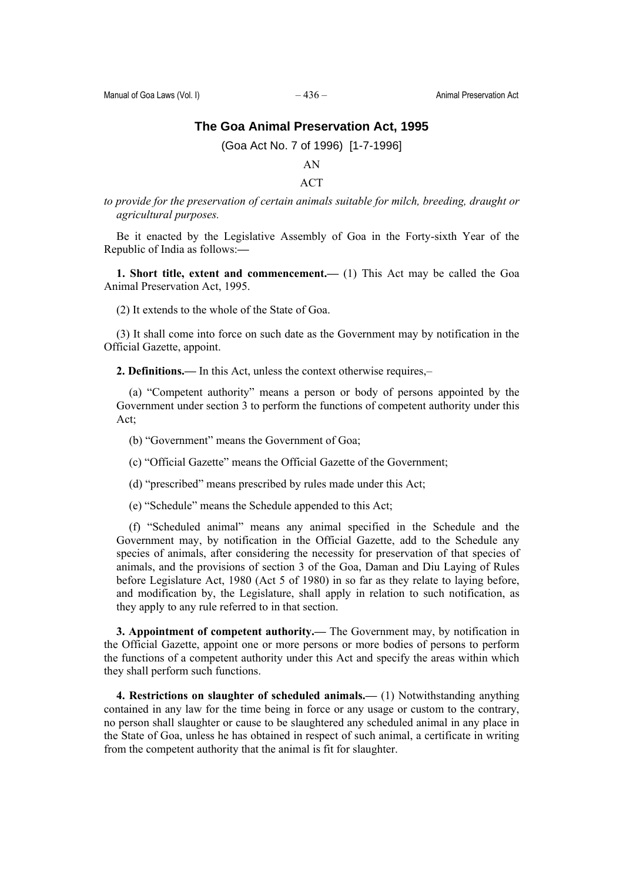# The Goa Animal Preservation Act, 1995

(Goa Act No. 7 of 1996) [1-7-1996]

AN

ACT

*to provide for the preservation of certain animals suitable for milch, breeding, draught or agricultural purposes.*

Be it enacted by the Legislative Assembly of Goa in the Forty-sixth Year of the Republic of India as follows:—

**1. Short title, extent and commencement.—** (1) This Act may be called the Goa Animal Preservation Act, 1995.

(2) It extends to the whole of the State of Goa.

(3) It shall come into force on such date as the Government may by notification in the Official Gazette, appoint.

**2. Definitions.—** In this Act, unless the context otherwise requires,–

(a) "Competent authority" means a person or body of persons appointed by the Government under section 3 to perform the functions of competent authority under this Act;

(b) "Government" means the Government of Goa;

(c) "Official Gazette" means the Official Gazette of the Government;

(d) "prescribed" means prescribed by rules made under this Act;

(e) "Schedule" means the Schedule appended to this Act;

(f) "Scheduled animal" means any animal specified in the Schedule and the Government may, by notification in the Official Gazette, add to the Schedule any species of animals, after considering the necessity for preservation of that species of animals, and the provisions of section 3 of the Goa, Daman and Diu Laying of Rules before Legislature Act, 1980 (Act 5 of 1980) in so far as they relate to laying before, and modification by, the Legislature, shall apply in relation to such notification, as they apply to any rule referred to in that section.

**3. Appointment of competent authority.—** The Government may, by notification in the Official Gazette, appoint one or more persons or more bodies of persons to perform the functions of a competent authority under this Act and specify the areas within which they shall perform such functions.

**4. Restrictions on slaughter of scheduled animals.—** (1) Notwithstanding anything contained in any law for the time being in force or any usage or custom to the contrary, no person shall slaughter or cause to be slaughtered any scheduled animal in any place in the State of Goa, unless he has obtained in respect of such animal, a certificate in writing from the competent authority that the animal is fit for slaughter.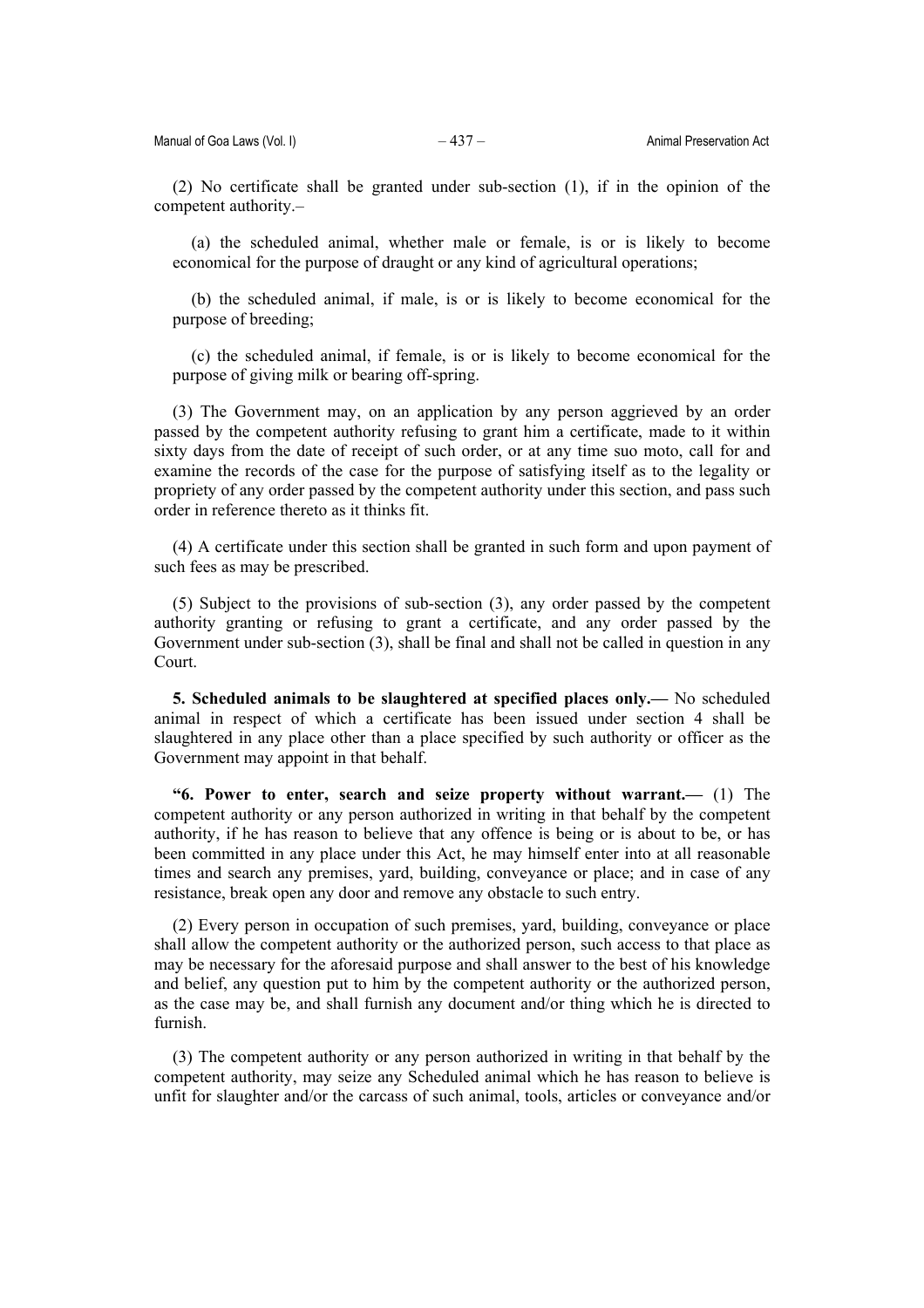(2) No certificate shall be granted under sub-section (1), if in the opinion of the competent authority.–

(a) the scheduled animal, whether male or female, is or is likely to become economical for the purpose of draught or any kind of agricultural operations;

(b) the scheduled animal, if male, is or is likely to become economical for the purpose of breeding;

(c) the scheduled animal, if female, is or is likely to become economical for the purpose of giving milk or bearing off-spring.

(3) The Government may, on an application by any person aggrieved by an order passed by the competent authority refusing to grant him a certificate, made to it within sixty days from the date of receipt of such order, or at any time suo moto, call for and examine the records of the case for the purpose of satisfying itself as to the legality or propriety of any order passed by the competent authority under this section, and pass such order in reference thereto as it thinks fit.

(4) A certificate under this section shall be granted in such form and upon payment of such fees as may be prescribed.

(5) Subject to the provisions of sub-section (3), any order passed by the competent authority granting or refusing to grant a certificate, and any order passed by the Government under sub-section (3), shall be final and shall not be called in question in any Court.

**5. Scheduled animals to be slaughtered at specified places only.—** No scheduled animal in respect of which a certificate has been issued under section 4 shall be slaughtered in any place other than a place specified by such authority or officer as the Government may appoint in that behalf.

**"6. Power to enter, search and seize property without warrant.—** (1) The competent authority or any person authorized in writing in that behalf by the competent authority, if he has reason to believe that any offence is being or is about to be, or has been committed in any place under this Act, he may himself enter into at all reasonable times and search any premises, yard, building, conveyance or place; and in case of any resistance, break open any door and remove any obstacle to such entry.

(2) Every person in occupation of such premises, yard, building, conveyance or place shall allow the competent authority or the authorized person, such access to that place as may be necessary for the aforesaid purpose and shall answer to the best of his knowledge and belief, any question put to him by the competent authority or the authorized person, as the case may be, and shall furnish any document and/or thing which he is directed to furnish.

(3) The competent authority or any person authorized in writing in that behalf by the competent authority, may seize any Scheduled animal which he has reason to believe is unfit for slaughter and/or the carcass of such animal, tools, articles or conveyance and/or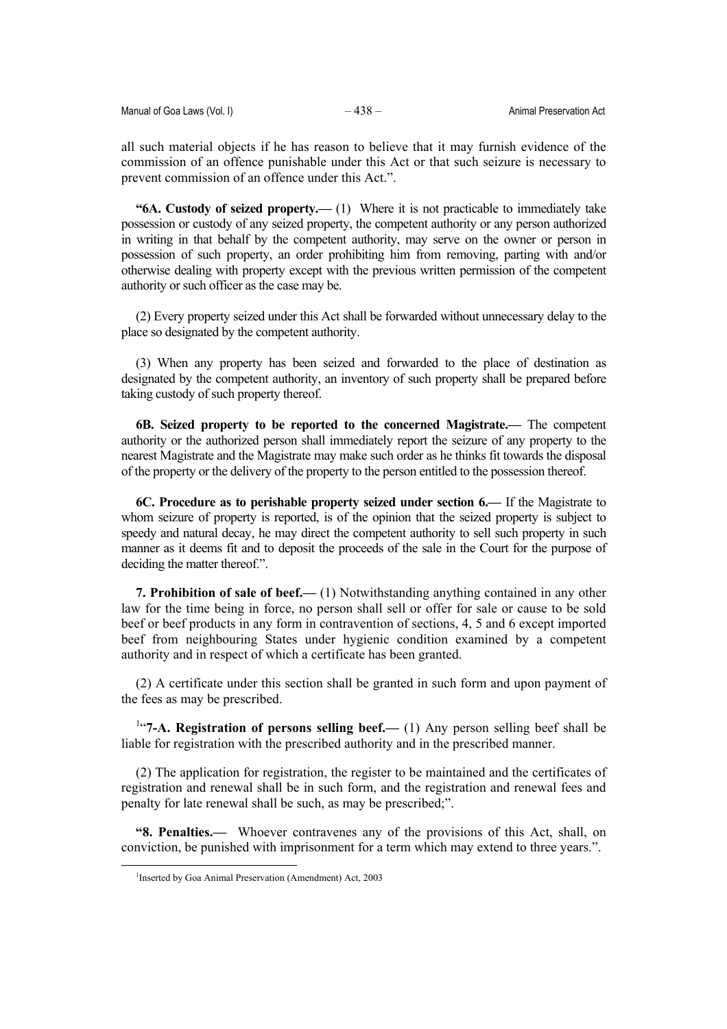all such material objects if he has reason to believe that it may furnish evidence of the commission of an offence punishable under this Act or that such seizure is necessary to prevent commission of an offence under this Act.".

**"6A. Custody of seized property.—** (1) Where it is not practicable to immediately take possession or custody of any seized property, the competent authority or any person authorized in writing in that behalf by the competent authority, may serve on the owner or person in possession of such property, an order prohibiting him from removing, parting with and/or otherwise dealing with property except with the previous written permission of the competent authority or such officer as the case may be.

(2) Every property seized under this Act shall be forwarded without unnecessary delay to the place so designated by the competent authority.

(3) When any property has been seized and forwarded to the place of destination as designated by the competent authority, an inventory of such property shall be prepared before taking custody of such property thereof.

**6B. Seized property to be reported to the concerned Magistrate.—** The competent authority or the authorized person shall immediately report the seizure of any property to the nearest Magistrate and the Magistrate may make such order as he thinks fit towards the disposal of the property or the delivery of the property to the person entitled to the possession thereof.

**6C. Procedure as to perishable property seized under section 6.—** If the Magistrate to whom seizure of property is reported, is of the opinion that the seized property is subject to speedy and natural decay, he may direct the competent authority to sell such property in such manner as it deems fit and to deposit the proceeds of the sale in the Court for the purpose of deciding the matter thereof.".

**7. Prohibition of sale of beef.—** (1) Notwithstanding anything contained in any other law for the time being in force, no person shall sell or offer for sale or cause to be sold beef or beef products in any form in contravention of sections, 4, 5 and 6 except imported beef from neighbouring States under hygienic condition examined by a competent authority and in respect of which a certificate has been granted.

(2) A certificate under this section shall be granted in such form and upon payment of the fees as may be prescribed.

[1]"**7-A. Registration of persons selling beef.—** (1) Any person selling beef shall be liable for registration with the prescribed authority and in the prescribed manner.

(2) The application for registration, the register to be maintained and the certificates of registration and renewal shall be in such form, and the registration and renewal fees and penalty for late renewal shall be such, as may be prescribed;".

**"8. Penalties.—** Whoever contravenes any of the provisions of this Act, shall, on conviction, be punished with imprisonment for a term which may extend to three years.".

[1]Inserted by Goa Animal Preservation (Amendment) Act, 2003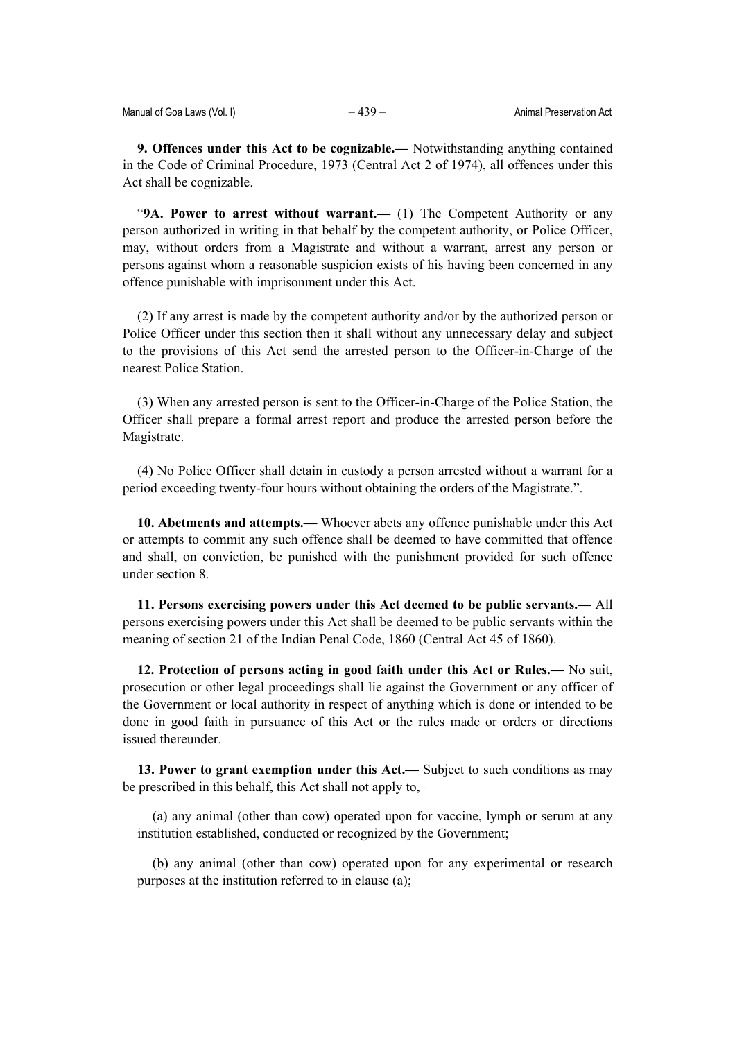**9. Offences under this Act to be cognizable.—** Notwithstanding anything contained in the Code of Criminal Procedure, 1973 (Central Act 2 of 1974), all offences under this Act shall be cognizable.

"**9A. Power to arrest without warrant.—** (1) The Competent Authority or any person authorized in writing in that behalf by the competent authority, or Police Officer, may, without orders from a Magistrate and without a warrant, arrest any person or persons against whom a reasonable suspicion exists of his having been concerned in any offence punishable with imprisonment under this Act.

(2) If any arrest is made by the competent authority and/or by the authorized person or Police Officer under this section then it shall without any unnecessary delay and subject to the provisions of this Act send the arrested person to the Officer-in-Charge of the nearest Police Station.

(3) When any arrested person is sent to the Officer-in-Charge of the Police Station, the Officer shall prepare a formal arrest report and produce the arrested person before the Magistrate.

(4) No Police Officer shall detain in custody a person arrested without a warrant for a period exceeding twenty-four hours without obtaining the orders of the Magistrate.".

**10. Abetments and attempts.—** Whoever abets any offence punishable under this Act or attempts to commit any such offence shall be deemed to have committed that offence and shall, on conviction, be punished with the punishment provided for such offence under section 8.

**11. Persons exercising powers under this Act deemed to be public servants.—** All persons exercising powers under this Act shall be deemed to be public servants within the meaning of section 21 of the Indian Penal Code, 1860 (Central Act 45 of 1860).

**12. Protection of persons acting in good faith under this Act or Rules.—** No suit, prosecution or other legal proceedings shall lie against the Government or any officer of the Government or local authority in respect of anything which is done or intended to be done in good faith in pursuance of this Act or the rules made or orders or directions issued thereunder.

**13. Power to grant exemption under this Act.—** Subject to such conditions as may be prescribed in this behalf, this Act shall not apply to,–

(a) any animal (other than cow) operated upon for vaccine, lymph or serum at any institution established, conducted or recognized by the Government;

(b) any animal (other than cow) operated upon for any experimental or research purposes at the institution referred to in clause (a);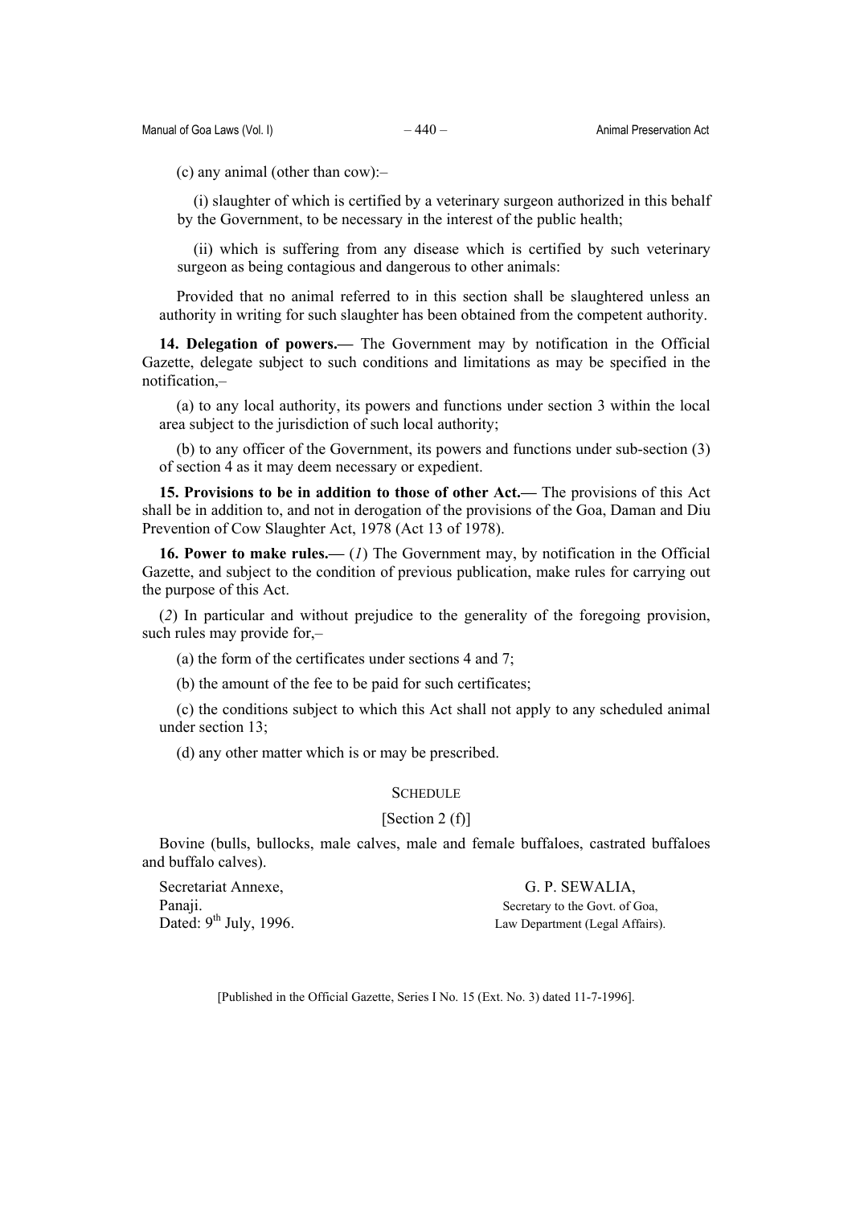(c) any animal (other than cow):–

(i) slaughter of which is certified by a veterinary surgeon authorized in this behalf by the Government, to be necessary in the interest of the public health;

(ii) which is suffering from any disease which is certified by such veterinary surgeon as being contagious and dangerous to other animals:

Provided that no animal referred to in this section shall be slaughtered unless an authority in writing for such slaughter has been obtained from the competent authority.

**14. Delegation of powers.—** The Government may by notification in the Official Gazette, delegate subject to such conditions and limitations as may be specified in the notification,–

(a) to any local authority, its powers and functions under section 3 within the local area subject to the jurisdiction of such local authority;

(b) to any officer of the Government, its powers and functions under sub-section (3) of section 4 as it may deem necessary or expedient.

**15. Provisions to be in addition to those of other Act.—** The provisions of this Act shall be in addition to, and not in derogation of the provisions of the Goa, Daman and Diu Prevention of Cow Slaughter Act, 1978 (Act 13 of 1978).

**16. Power to make rules.—** (*1*) The Government may, by notification in the Official Gazette, and subject to the condition of previous publication, make rules for carrying out the purpose of this Act.

(*2*) In particular and without prejudice to the generality of the foregoing provision, such rules may provide for,–

(a) the form of the certificates under sections 4 and 7;

(b) the amount of the fee to be paid for such certificates;

(c) the conditions subject to which this Act shall not apply to any scheduled animal under section 13;

(d) any other matter which is or may be prescribed.

## SCHEDULE

[Section 2 (f)]

Bovine (bulls, bullocks, male calves, male and female buffaloes, castrated buffaloes and buffalo calves).

Secretariat Annexe,
Panaji.
Dated: 9th July, 1996.

G. P. SEWALIA,
Secretary to the Govt. of Goa,
Law Department (Legal Affairs).

[Published in the Official Gazette, Series I No. 15 (Ext. No. 3) dated 11-7-1996].